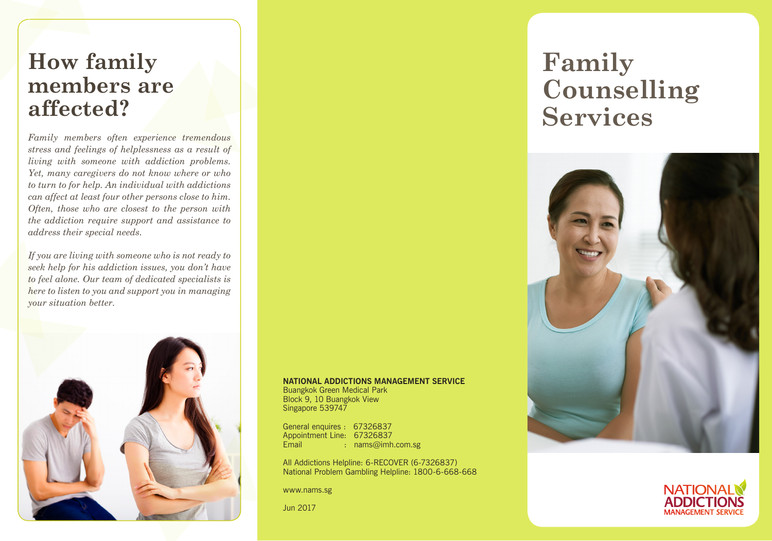## How family members are affected?

*Family members often experience tremendous stress and feelings of helplessness as a result of living with someone with addiction problems. Yet, many caregivers do not know where or who to turn to for help. An individual with addictions can affect at least four other persons close to him. Often, those who are closest to the person with the addiction require support and assistance to address their special needs.*

*If you are living with someone who is not ready to seek help for his addiction issues, you don't have to feel alone. Our team of dedicated specialists is here to listen to you and support you in managing your situation better.*

**NATIONAL ADDICTIONS MANAGEMENT SERVICE**
Buangkok Green Medical Park
Block 9, 10 Buangkok View
Singapore 539747

General enquires : 67326837
Appointment Line: 67326837
Email : nams@imh.com.sg

All Addictions Helpline: 6-RECOVER (6-7326837)
National Problem Gambling Helpline: 1800-6-668-668

www.nams.sg

Jun 2017

# Family Counselling Services

NATIONAL ADDICTIONS MANAGEMENT SERVICE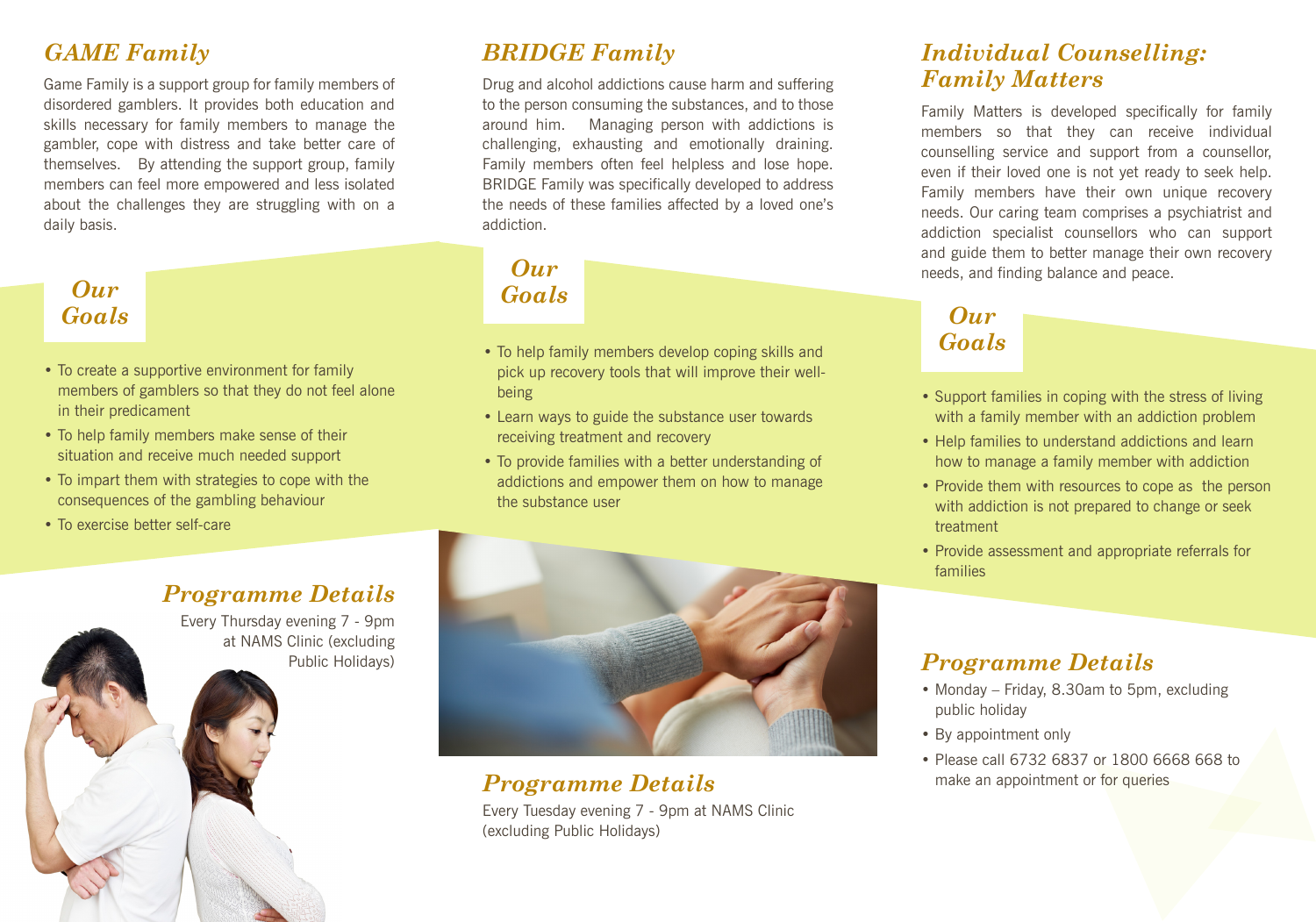## *GAME Family*

Game Family is a support group for family members of disordered gamblers. It provides both education and skills necessary for family members to manage the gambler, cope with distress and take better care of themselves. By attending the support group, family members can feel more empowered and less isolated about the challenges they are struggling with on a daily basis.

### *Our Goals*

- To create a supportive environment for family members of gamblers so that they do not feel alone in their predicament
- To help family members make sense of their situation and receive much needed support
- To impart them with strategies to cope with the consequences of the gambling behaviour
- To exercise better self-care

### *Programme Details*

Every Thursday evening 7 - 9pm at NAMS Clinic (excluding Public Holidays)

## *BRIDGE Family*

Drug and alcohol addictions cause harm and suffering to the person consuming the substances, and to those around him. Managing person with addictions is challenging, exhausting and emotionally draining. Family members often feel helpless and lose hope. BRIDGE Family was specifically developed to address the needs of these families affected by a loved one's addiction.

### *Our Goals*

- To help family members develop coping skills and pick up recovery tools that will improve their well-being
- Learn ways to guide the substance user towards receiving treatment and recovery
- To provide families with a better understanding of addictions and empower them on how to manage the substance user

### *Programme Details*

Every Tuesday evening 7 - 9pm at NAMS Clinic (excluding Public Holidays)

## *Individual Counselling: Family Matters*

Family Matters is developed specifically for family members so that they can receive individual counselling service and support from a counsellor, even if their loved one is not yet ready to seek help. Family members have their own unique recovery needs. Our caring team comprises a psychiatrist and addiction specialist counsellors who can support and guide them to better manage their own recovery needs, and finding balance and peace.

### *Our Goals*

- Support families in coping with the stress of living with a family member with an addiction problem
- Help families to understand addictions and learn how to manage a family member with addiction
- Provide them with resources to cope as the person with addiction is not prepared to change or seek treatment
- Provide assessment and appropriate referrals for families

### *Programme Details*

- Monday – Friday, 8.30am to 5pm, excluding public holiday
- By appointment only
- Please call 6732 6837 or 1800 6668 668 to make an appointment or for queries